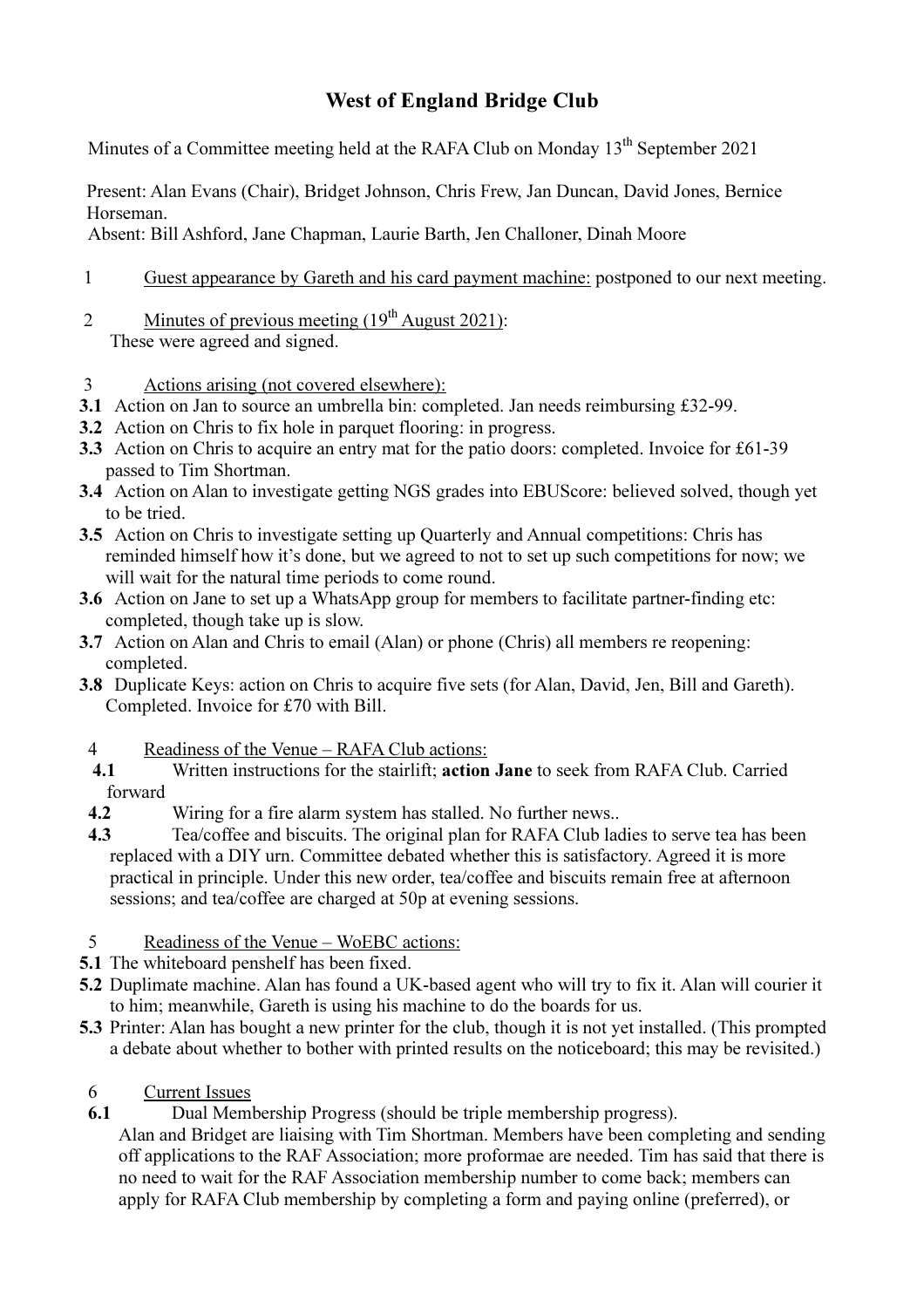# West of England Bridge Club

Minutes of a Committee meeting held at the RAFA Club on Monday 13th September 2021

Present: Alan Evans (Chair), Bridget Johnson, Chris Frew, Jan Duncan, David Jones, Bernice Horseman.
Absent: Bill Ashford, Jane Chapman, Laurie Barth, Jen Challoner, Dinah Moore

1 Guest appearance by Gareth and his card payment machine: postponed to our next meeting.

2 Minutes of previous meeting (19th August 2021):
These were agreed and signed.

3 Actions arising (not covered elsewhere):

**3.1** Action on Jan to source an umbrella bin: completed. Jan needs reimbursing £32-99.

**3.2** Action on Chris to fix hole in parquet flooring: in progress.

**3.3** Action on Chris to acquire an entry mat for the patio doors: completed. Invoice for £61-39 passed to Tim Shortman.

**3.4** Action on Alan to investigate getting NGS grades into EBUScore: believed solved, though yet to be tried.

**3.5** Action on Chris to investigate setting up Quarterly and Annual competitions: Chris has reminded himself how it's done, but we agreed to not to set up such competitions for now; we will wait for the natural time periods to come round.

**3.6** Action on Jane to set up a WhatsApp group for members to facilitate partner-finding etc: completed, though take up is slow.

**3.7** Action on Alan and Chris to email (Alan) or phone (Chris) all members re reopening: completed.

**3.8** Duplicate Keys: action on Chris to acquire five sets (for Alan, David, Jen, Bill and Gareth). Completed. Invoice for £70 with Bill.

4 Readiness of the Venue – RAFA Club actions:

**4.1** Written instructions for the stairlift; **action Jane** to seek from RAFA Club. Carried forward

**4.2** Wiring for a fire alarm system has stalled. No further news..

**4.3** Tea/coffee and biscuits. The original plan for RAFA Club ladies to serve tea has been replaced with a DIY urn. Committee debated whether this is satisfactory. Agreed it is more practical in principle. Under this new order, tea/coffee and biscuits remain free at afternoon sessions; and tea/coffee are charged at 50p at evening sessions.

5 Readiness of the Venue – WoEBC actions:

**5.1** The whiteboard penshelf has been fixed.

**5.2** Duplimate machine. Alan has found a UK-based agent who will try to fix it. Alan will courier it to him; meanwhile, Gareth is using his machine to do the boards for us.

**5.3** Printer: Alan has bought a new printer for the club, though it is not yet installed. (This prompted a debate about whether to bother with printed results on the noticeboard; this may be revisited.)

6 Current Issues

**6.1** Dual Membership Progress (should be triple membership progress).
Alan and Bridget are liaising with Tim Shortman. Members have been completing and sending off applications to the RAF Association; more proformae are needed. Tim has said that there is no need to wait for the RAF Association membership number to come back; members can apply for RAFA Club membership by completing a form and paying online (preferred), or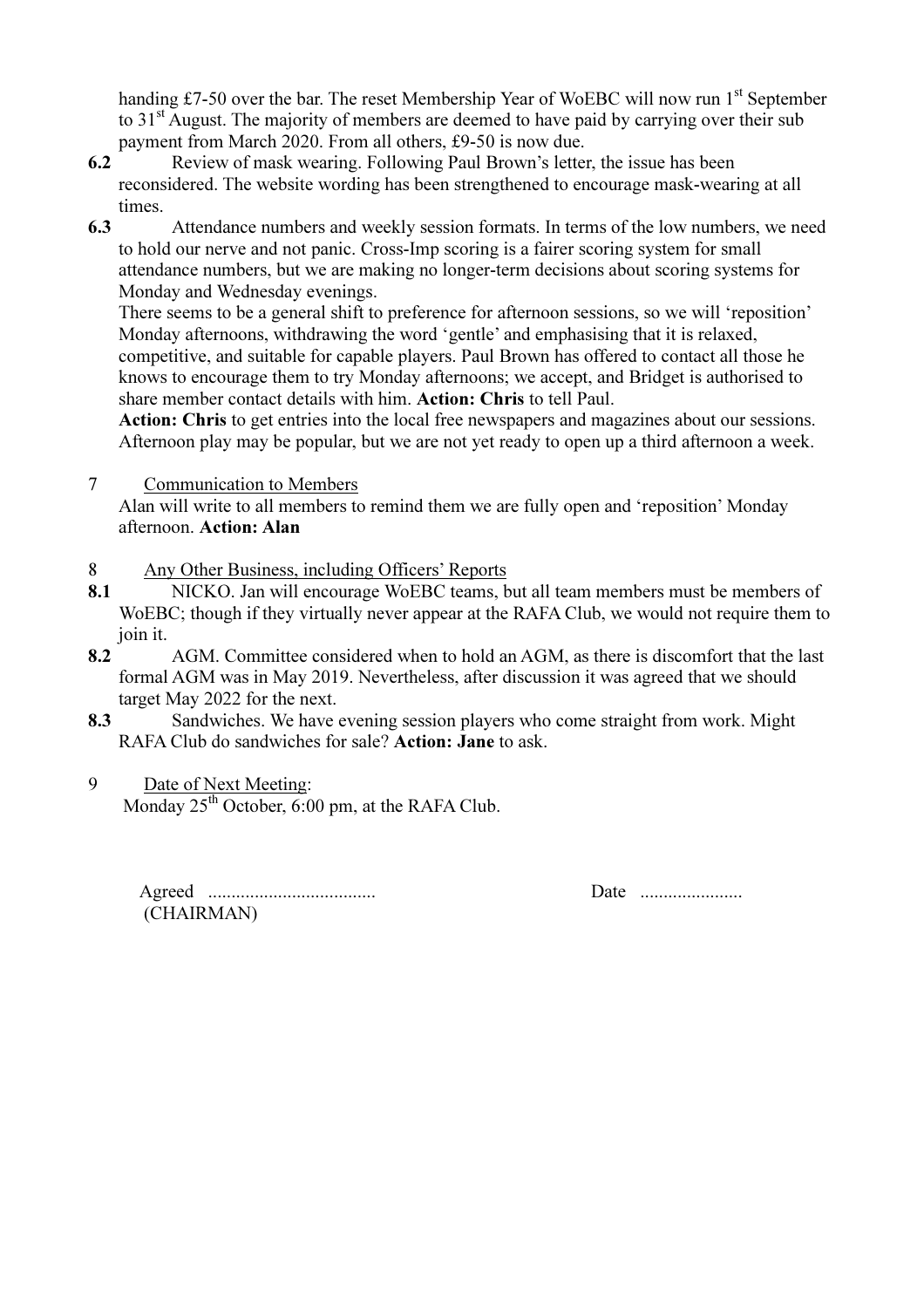handing £7-50 over the bar. The reset Membership Year of WoEBC will now run 1st September to 31st August. The majority of members are deemed to have paid by carrying over their sub payment from March 2020. From all others, £9-50 is now due.

**6.2** Review of mask wearing. Following Paul Brown's letter, the issue has been reconsidered. The website wording has been strengthened to encourage mask-wearing at all times.

**6.3** Attendance numbers and weekly session formats. In terms of the low numbers, we need to hold our nerve and not panic. Cross-Imp scoring is a fairer scoring system for small attendance numbers, but we are making no longer-term decisions about scoring systems for Monday and Wednesday evenings.

There seems to be a general shift to preference for afternoon sessions, so we will 'reposition' Monday afternoons, withdrawing the word 'gentle' and emphasising that it is relaxed, competitive, and suitable for capable players. Paul Brown has offered to contact all those he knows to encourage them to try Monday afternoons; we accept, and Bridget is authorised to share member contact details with him. **Action: Chris** to tell Paul.

**Action: Chris** to get entries into the local free newspapers and magazines about our sessions. Afternoon play may be popular, but we are not yet ready to open up a third afternoon a week.

7 Communication to Members

Alan will write to all members to remind them we are fully open and 'reposition' Monday afternoon. **Action: Alan**

8 Any Other Business, including Officers' Reports

**8.1** NICKO. Jan will encourage WoEBC teams, but all team members must be members of WoEBC; though if they virtually never appear at the RAFA Club, we would not require them to join it.

**8.2** AGM. Committee considered when to hold an AGM, as there is discomfort that the last formal AGM was in May 2019. Nevertheless, after discussion it was agreed that we should target May 2022 for the next.

**8.3** Sandwiches. We have evening session players who come straight from work. Might RAFA Club do sandwiches for sale? **Action: Jane** to ask.

9 Date of Next Meeting:

Monday 25th October, 6:00 pm, at the RAFA Club.

Agreed ................................... Date ......................

(CHAIRMAN)